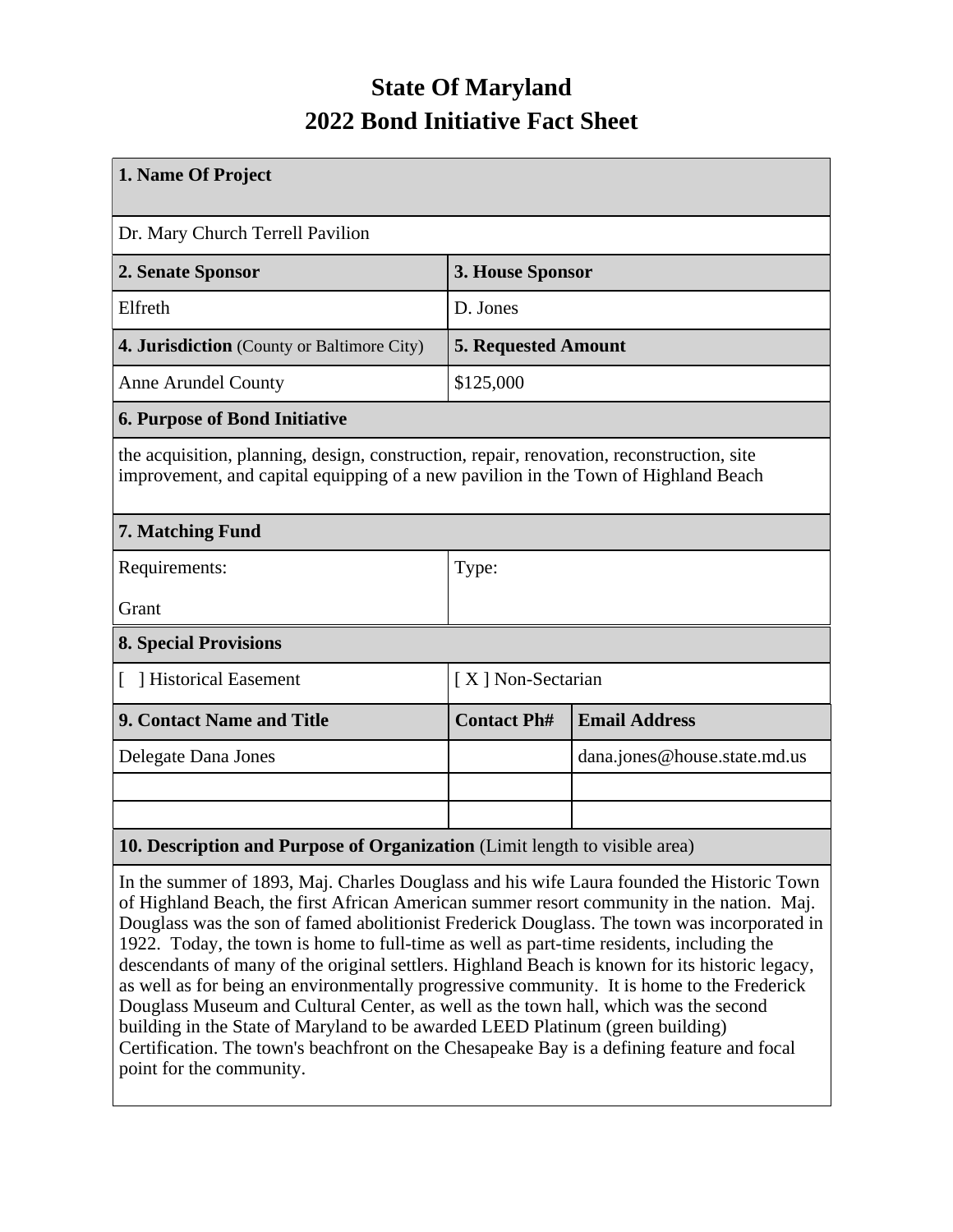# State Of Maryland
# 2022 Bond Initiative Fact Sheet

| **1. Name Of Project** | | |
|---|---|---|
| Dr. Mary Church Terrell Pavilion | | |
| **2. Senate Sponsor** | **3. House Sponsor** | |
| Elfreth | D. Jones | |
| **4. Jurisdiction** (County or Baltimore City) | **5. Requested Amount** | |
| Anne Arundel County | $125,000 | |
| **6. Purpose of Bond Initiative** | | |
| the acquisition, planning, design, construction, repair, renovation, reconstruction, site improvement, and capital equipping of a new pavilion in the Town of Highland Beach | | |
| **7. Matching Fund** | | |
| Requirements: Grant | Type: | |
| **8. Special Provisions** | | |
| [ ] Historical Easement | [ X ] Non-Sectarian | |
| **9. Contact Name and Title** | **Contact Ph#** | **Email Address** |
| Delegate Dana Jones | | dana.jones@house.state.md.us |
| | | |
| | | |
| **10. Description and Purpose of Organization** (Limit length to visible area) | | |
| In the summer of 1893, Maj. Charles Douglass and his wife Laura founded the Historic Town of Highland Beach, the first African American summer resort community in the nation. Maj. Douglass was the son of famed abolitionist Frederick Douglass. The town was incorporated in 1922. Today, the town is home to full-time as well as part-time residents, including the descendants of many of the original settlers. Highland Beach is known for its historic legacy, as well as for being an environmentally progressive community. It is home to the Frederick Douglass Museum and Cultural Center, as well as the town hall, which was the second building in the State of Maryland to be awarded LEED Platinum (green building) Certification. The town's beachfront on the Chesapeake Bay is a defining feature and focal point for the community. | | |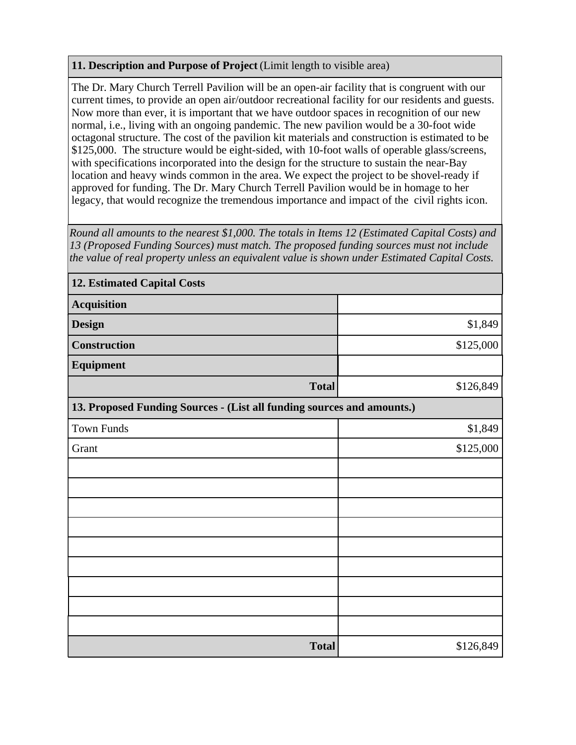**11. Description and Purpose of Project** (Limit length to visible area)

The Dr. Mary Church Terrell Pavilion will be an open-air facility that is congruent with our current times, to provide an open air/outdoor recreational facility for our residents and guests. Now more than ever, it is important that we have outdoor spaces in recognition of our new normal, i.e., living with an ongoing pandemic. The new pavilion would be a 30-foot wide octagonal structure. The cost of the pavilion kit materials and construction is estimated to be $125,000. The structure would be eight-sided, with 10-foot walls of operable glass/screens, with specifications incorporated into the design for the structure to sustain the near-Bay location and heavy winds common in the area. We expect the project to be shovel-ready if approved for funding. The Dr. Mary Church Terrell Pavilion would be in homage to her legacy, that would recognize the tremendous importance and impact of the civil rights icon.

*Round all amounts to the nearest $1,000. The totals in Items 12 (Estimated Capital Costs) and 13 (Proposed Funding Sources) must match. The proposed funding sources must not include the value of real property unless an equivalent value is shown under Estimated Capital Costs.*

| **12. Estimated Capital Costs** | |
|---|---|
| **Acquisition** | |
| **Design** | $1,849 |
| **Construction** | $125,000 |
| **Equipment** | |
| **Total** | $126,849 |

| **13. Proposed Funding Sources - (List all funding sources and amounts.)** | |
|---|---|
| Town Funds | $1,849 |
| Grant | $125,000 |
| | |
| | |
| | |
| | |
| | |
| | |
| | |
| | |
| | |
| **Total** | $126,849 |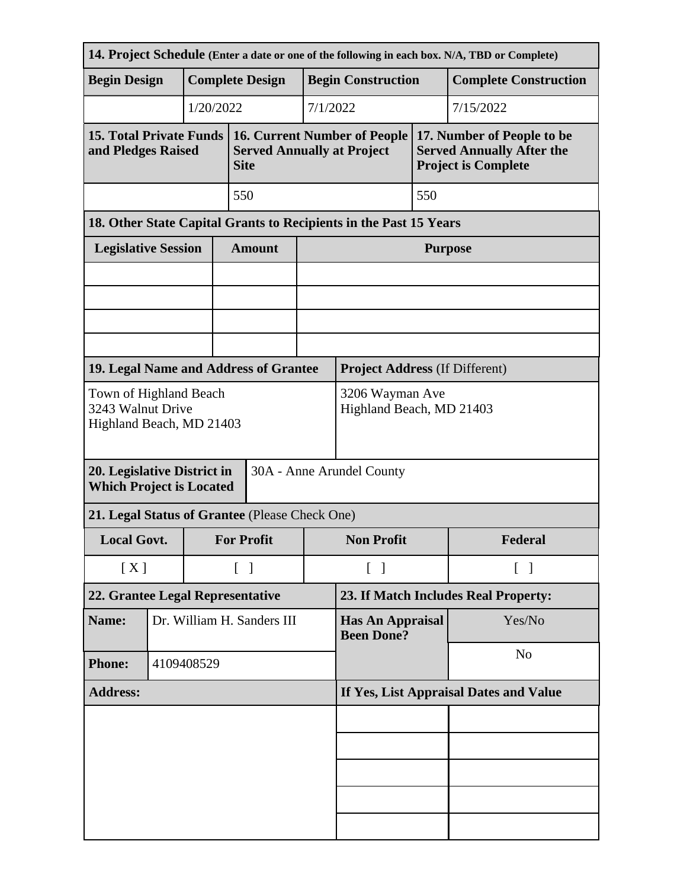**14. Project Schedule** (Enter a date or one of the following in each box. N/A, TBD or Complete)

| Begin Design | Complete Design | Begin Construction | Complete Construction |
|---|---|---|---|
| | 1/20/2022 | 7/1/2022 | 7/15/2022 |

| 15. Total Private Funds and Pledges Raised | 16. Current Number of People Served Annually at Project Site | 17. Number of People to be Served Annually After the Project is Complete |
|---|---|---|
| | 550 | 550 |

**18. Other State Capital Grants to Recipients in the Past 15 Years**

| Legislative Session | Amount | Purpose |
|---|---|---|
| | | |
| | | |
| | | |
| | | |

| 19. Legal Name and Address of Grantee | Project Address (If Different) |
|---|---|
| Town of Highland Beach<br>3243 Walnut Drive<br>Highland Beach, MD 21403 | 3206 Wayman Ave<br>Highland Beach, MD 21403 |

| 20. Legislative District in Which Project is Located | 30A - Anne Arundel County |
|---|---|

**21. Legal Status of Grantee** (Please Check One)

| Local Govt. | For Profit | Non Profit | Federal |
|---|---|---|---|
| [ X ] | [ ] | [ ] | [ ] |

| 22. Grantee Legal Representative | | 23. If Match Includes Real Property: | |
|---|---|---|---|
| **Name:** | Dr. William H. Sanders III | **Has An Appraisal Been Done?** | Yes/No |
| **Phone:** | 4109408529 | | No |
| **Address:** | | **If Yes, List Appraisal Dates and Value** | |
| | | | |
| | | | |
| | | | |
| | | | |
| | | | |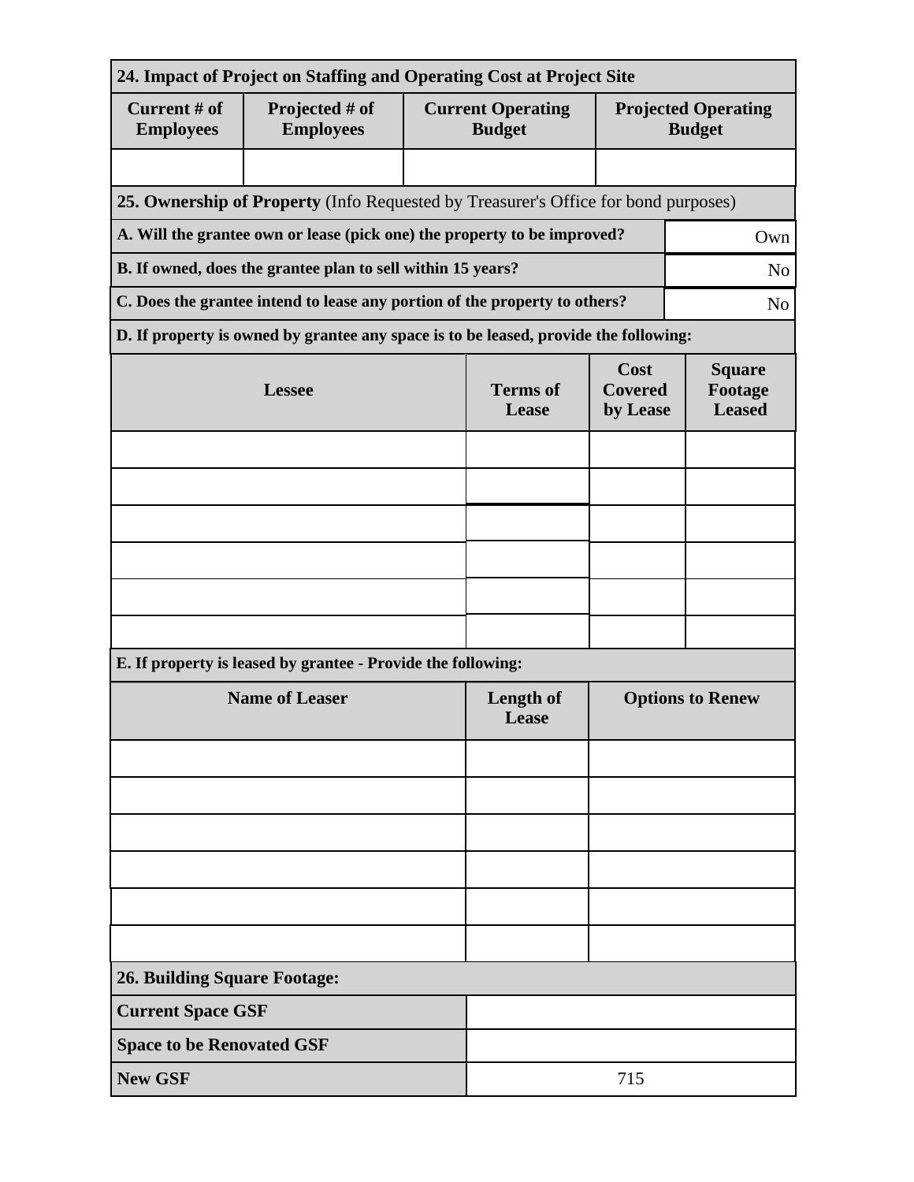| 24. Impact of Project on Staffing and Operating Cost at Project Site | | | |
|---|---|---|---|
| **Current # of Employees** | **Projected # of Employees** | **Current Operating Budget** | **Projected Operating Budget** |
| | | | |

| 25. Ownership of Property (Info Requested by Treasurer's Office for bond purposes) | |
|---|---|
| **A. Will the grantee own or lease (pick one) the property to be improved?** | Own |
| **B. If owned, does the grantee plan to sell within 15 years?** | No |
| **C. Does the grantee intend to lease any portion of the property to others?** | No |

**D. If property is owned by grantee any space is to be leased, provide the following:**

| Lessee | Terms of Lease | Cost Covered by Lease | Square Footage Leased |
|---|---|---|---|
| | | | |
| | | | |
| | | | |
| | | | |
| | | | |
| | | | |

**E. If property is leased by grantee - Provide the following:**

| Name of Leaser | Length of Lease | Options to Renew |
|---|---|---|
| | | |
| | | |
| | | |
| | | |
| | | |
| | | |

| 26. Building Square Footage: | |
|---|---|
| **Current Space GSF** | |
| **Space to be Renovated GSF** | |
| **New GSF** | 715 |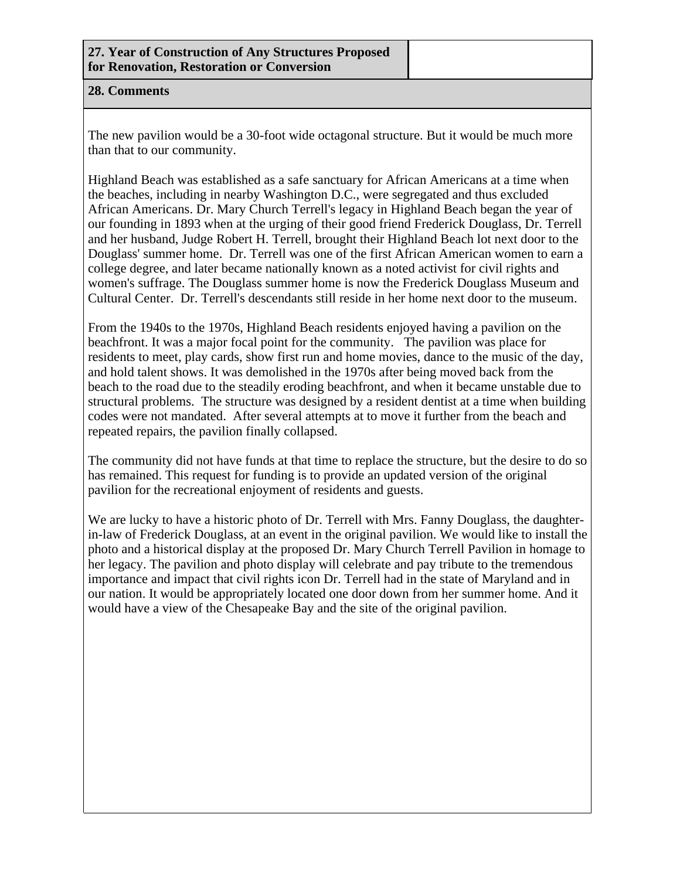| 27. Year of Construction of Any Structures Proposed for Renovation, Restoration or Conversion | |
| --- | --- |

**28. Comments**

The new pavilion would be a 30-foot wide octagonal structure. But it would be much more than that to our community.

Highland Beach was established as a safe sanctuary for African Americans at a time when the beaches, including in nearby Washington D.C., were segregated and thus excluded African Americans. Dr. Mary Church Terrell's legacy in Highland Beach began the year of our founding in 1893 when at the urging of their good friend Frederick Douglass, Dr. Terrell and her husband, Judge Robert H. Terrell, brought their Highland Beach lot next door to the Douglass' summer home. Dr. Terrell was one of the first African American women to earn a college degree, and later became nationally known as a noted activist for civil rights and women's suffrage. The Douglass summer home is now the Frederick Douglass Museum and Cultural Center. Dr. Terrell's descendants still reside in her home next door to the museum.

From the 1940s to the 1970s, Highland Beach residents enjoyed having a pavilion on the beachfront. It was a major focal point for the community. The pavilion was place for residents to meet, play cards, show first run and home movies, dance to the music of the day, and hold talent shows. It was demolished in the 1970s after being moved back from the beach to the road due to the steadily eroding beachfront, and when it became unstable due to structural problems. The structure was designed by a resident dentist at a time when building codes were not mandated. After several attempts at to move it further from the beach and repeated repairs, the pavilion finally collapsed.

The community did not have funds at that time to replace the structure, but the desire to do so has remained. This request for funding is to provide an updated version of the original pavilion for the recreational enjoyment of residents and guests.

We are lucky to have a historic photo of Dr. Terrell with Mrs. Fanny Douglass, the daughter-in-law of Frederick Douglass, at an event in the original pavilion. We would like to install the photo and a historical display at the proposed Dr. Mary Church Terrell Pavilion in homage to her legacy. The pavilion and photo display will celebrate and pay tribute to the tremendous importance and impact that civil rights icon Dr. Terrell had in the state of Maryland and in our nation. It would be appropriately located one door down from her summer home. And it would have a view of the Chesapeake Bay and the site of the original pavilion.